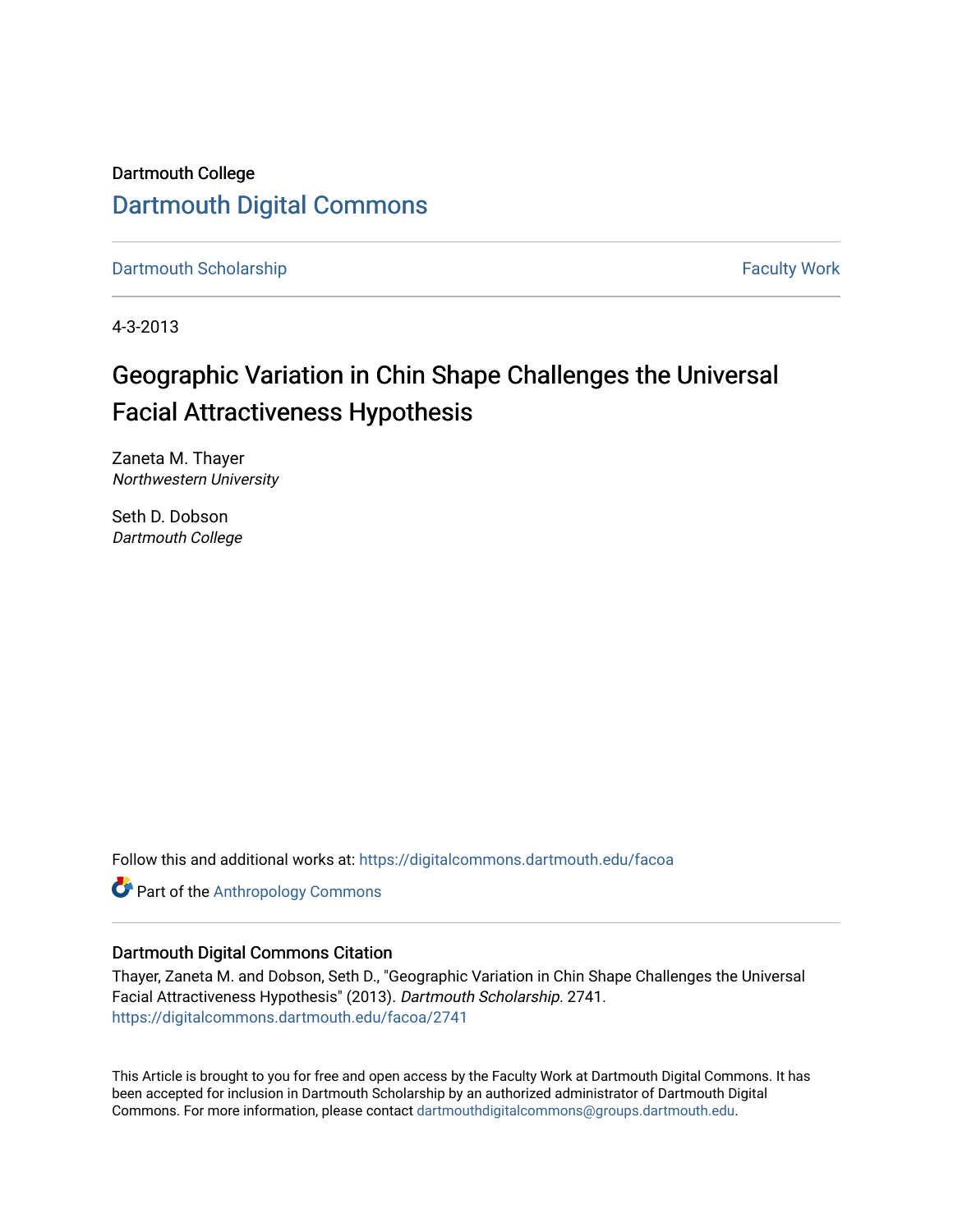Dartmouth College

# Dartmouth Digital Commons

Dartmouth Scholarship | Faculty Work

4-3-2013

## Geographic Variation in Chin Shape Challenges the Universal Facial Attractiveness Hypothesis

Zaneta M. Thayer
*Northwestern University*

Seth D. Dobson
*Dartmouth College*

Follow this and additional works at: https://digitalcommons.dartmouth.edu/facoa

Part of the Anthropology Commons

### Dartmouth Digital Commons Citation

Thayer, Zaneta M. and Dobson, Seth D., "Geographic Variation in Chin Shape Challenges the Universal Facial Attractiveness Hypothesis" (2013). *Dartmouth Scholarship*. 2741.
https://digitalcommons.dartmouth.edu/facoa/2741

This Article is brought to you for free and open access by the Faculty Work at Dartmouth Digital Commons. It has been accepted for inclusion in Dartmouth Scholarship by an authorized administrator of Dartmouth Digital Commons. For more information, please contact dartmouthdigitalcommons@groups.dartmouth.edu.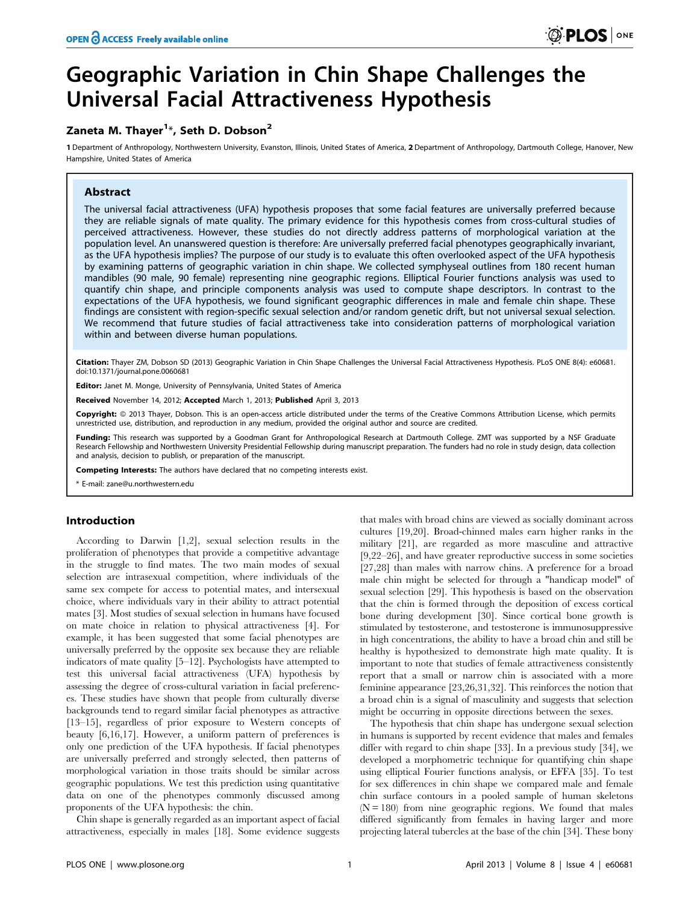# Geographic Variation in Chin Shape Challenges the Universal Facial Attractiveness Hypothesis

## Zaneta M. Thayer[1]*, Seth D. Dobson[2]

**1** Department of Anthropology, Northwestern University, Evanston, Illinois, United States of America, **2** Department of Anthropology, Dartmouth College, Hanover, New Hampshire, United States of America

### Abstract

The universal facial attractiveness (UFA) hypothesis proposes that some facial features are universally preferred because they are reliable signals of mate quality. The primary evidence for this hypothesis comes from cross-cultural studies of perceived attractiveness. However, these studies do not directly address patterns of morphological variation at the population level. An unanswered question is therefore: Are universally preferred facial phenotypes geographically invariant, as the UFA hypothesis implies? The purpose of our study is to evaluate this often overlooked aspect of the UFA hypothesis by examining patterns of geographic variation in chin shape. We collected symphyseal outlines from 180 recent human mandibles (90 male, 90 female) representing nine geographic regions. Elliptical Fourier functions analysis was used to quantify chin shape, and principle components analysis was used to compute shape descriptors. In contrast to the expectations of the UFA hypothesis, we found significant geographic differences in male and female chin shape. These findings are consistent with region-specific sexual selection and/or random genetic drift, but not universal sexual selection. We recommend that future studies of facial attractiveness take into consideration patterns of morphological variation within and between diverse human populations.

**Citation:** Thayer ZM, Dobson SD (2013) Geographic Variation in Chin Shape Challenges the Universal Facial Attractiveness Hypothesis. PLoS ONE 8(4): e60681. doi:10.1371/journal.pone.0060681

**Editor:** Janet M. Monge, University of Pennsylvania, United States of America

**Received** November 14, 2012; **Accepted** March 1, 2013; **Published** April 3, 2013

**Copyright:** © 2013 Thayer, Dobson. This is an open-access article distributed under the terms of the Creative Commons Attribution License, which permits unrestricted use, distribution, and reproduction in any medium, provided the original author and source are credited.

**Funding:** This research was supported by a Goodman Grant for Anthropological Research at Dartmouth College. ZMT was supported by a NSF Graduate Research Fellowship and Northwestern University Presidential Fellowship during manuscript preparation. The funders had no role in study design, data collection and analysis, decision to publish, or preparation of the manuscript.

**Competing Interests:** The authors have declared that no competing interests exist.

\* E-mail: zane@u.northwestern.edu

## Introduction

According to Darwin [1,2], sexual selection results in the proliferation of phenotypes that provide a competitive advantage in the struggle to find mates. The two main modes of sexual selection are intrasexual competition, where individuals of the same sex compete for access to potential mates, and intersexual choice, where individuals vary in their ability to attract potential mates [3]. Most studies of sexual selection in humans have focused on mate choice in relation to physical attractiveness [4]. For example, it has been suggested that some facial phenotypes are universally preferred by the opposite sex because they are reliable indicators of mate quality [5–12]. Psychologists have attempted to test this universal facial attractiveness (UFA) hypothesis by assessing the degree of cross-cultural variation in facial preferences. These studies have shown that people from culturally diverse backgrounds tend to regard similar facial phenotypes as attractive [13–15], regardless of prior exposure to Western concepts of beauty [6,16,17]. However, a uniform pattern of preferences is only one prediction of the UFA hypothesis. If facial phenotypes are universally preferred and strongly selected, then patterns of morphological variation in those traits should be similar across geographic populations. We test this prediction using quantitative data on one of the phenotypes commonly discussed among proponents of the UFA hypothesis: the chin.

Chin shape is generally regarded as an important aspect of facial attractiveness, especially in males [18]. Some evidence suggests that males with broad chins are viewed as socially dominant across cultures [19,20]. Broad-chinned males earn higher ranks in the military [21], are regarded as more masculine and attractive [9,22–26], and have greater reproductive success in some societies [27,28] than males with narrow chins. A preference for a broad male chin might be selected for through a "handicap model" of sexual selection [29]. This hypothesis is based on the observation that the chin is formed through the deposition of excess cortical bone during development [30]. Since cortical bone growth is stimulated by testosterone, and testosterone is immunosuppressive in high concentrations, the ability to have a broad chin and still be healthy is hypothesized to demonstrate high mate quality. It is important to note that studies of female attractiveness consistently report that a small or narrow chin is associated with a more feminine appearance [23,26,31,32]. This reinforces the notion that a broad chin is a signal of masculinity and suggests that selection might be occurring in opposite directions between the sexes.

The hypothesis that chin shape has undergone sexual selection in humans is supported by recent evidence that males and females differ with regard to chin shape [33]. In a previous study [34], we developed a morphometric technique for quantifying chin shape using elliptical Fourier functions analysis, or EFFA [35]. To test for sex differences in chin shape we compared male and female chin surface contours in a pooled sample of human skeletons (N = 180) from nine geographic regions. We found that males differed significantly from females in having larger and more projecting lateral tubercles at the base of the chin [34]. These bony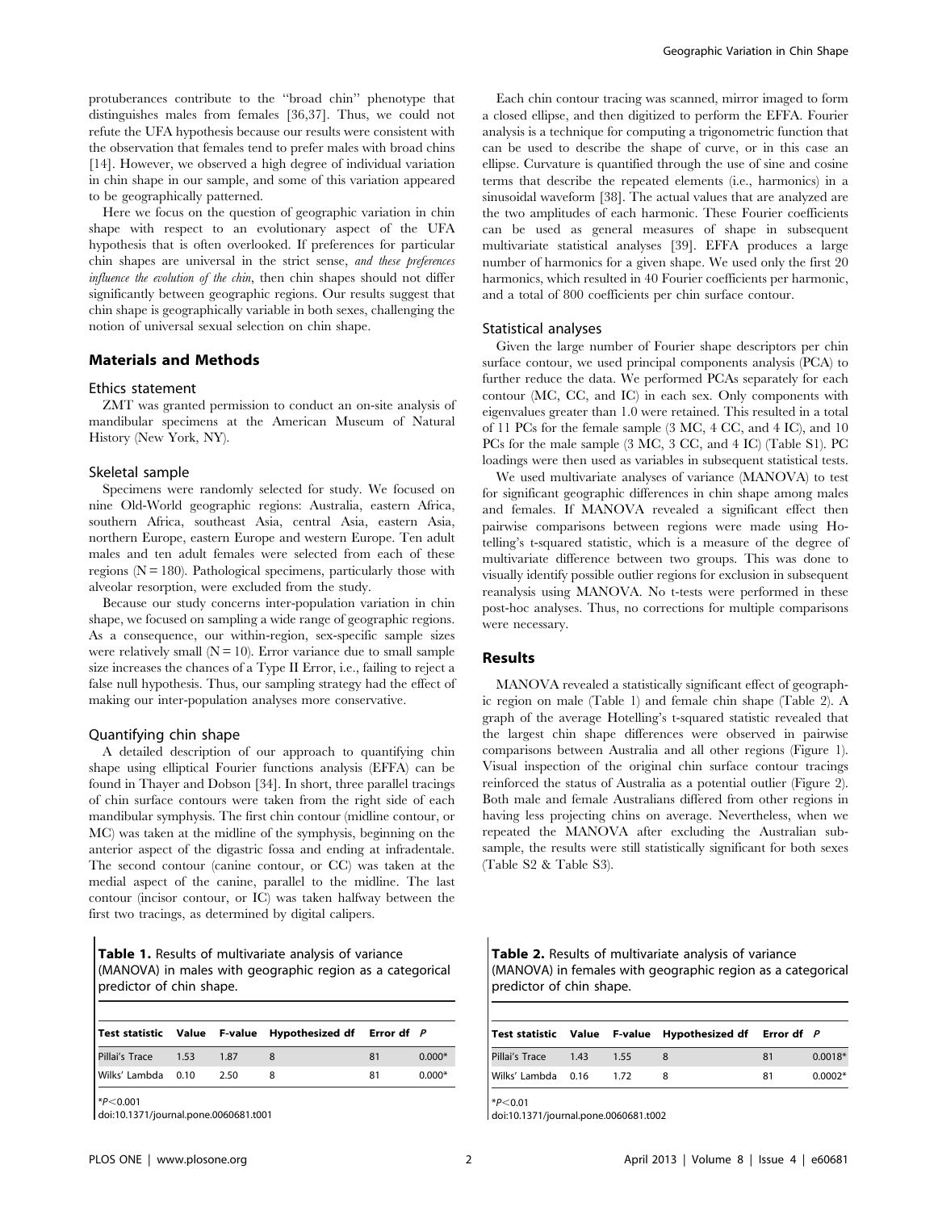protuberances contribute to the "broad chin" phenotype that distinguishes males from females [36,37]. Thus, we could not refute the UFA hypothesis because our results were consistent with the observation that females tend to prefer males with broad chins [14]. However, we observed a high degree of individual variation in chin shape in our sample, and some of this variation appeared to be geographically patterned.

Here we focus on the question of geographic variation in chin shape with respect to an evolutionary aspect of the UFA hypothesis that is often overlooked. If preferences for particular chin shapes are universal in the strict sense, *and these preferences influence the evolution of the chin*, then chin shapes should not differ significantly between geographic regions. Our results suggest that chin shape is geographically variable in both sexes, challenging the notion of universal sexual selection on chin shape.

## Materials and Methods

### Ethics statement

ZMT was granted permission to conduct an on-site analysis of mandibular specimens at the American Museum of Natural History (New York, NY).

### Skeletal sample

Specimens were randomly selected for study. We focused on nine Old-World geographic regions: Australia, eastern Africa, southern Africa, southeast Asia, central Asia, eastern Asia, northern Europe, eastern Europe and western Europe. Ten adult males and ten adult females were selected from each of these regions ($N = 180$). Pathological specimens, particularly those with alveolar resorption, were excluded from the study.

Because our study concerns inter-population variation in chin shape, we focused on sampling a wide range of geographic regions. As a consequence, our within-region, sex-specific sample sizes were relatively small ($N = 10$). Error variance due to small sample size increases the chances of a Type II Error, i.e., failing to reject a false null hypothesis. Thus, our sampling strategy had the effect of making our inter-population analyses more conservative.

### Quantifying chin shape

A detailed description of our approach to quantifying chin shape using elliptical Fourier functions analysis (EFFA) can be found in Thayer and Dobson [34]. In short, three parallel tracings of chin surface contours were taken from the right side of each mandibular symphysis. The first chin contour (midline contour, or MC) was taken at the midline of the symphysis, beginning on the anterior aspect of the digastric fossa and ending at infradentale. The second contour (canine contour, or CC) was taken at the medial aspect of the canine, parallel to the midline. The last contour (incisor contour, or IC) was taken halfway between the first two tracings, as determined by digital calipers.

Each chin contour tracing was scanned, mirror imaged to form a closed ellipse, and then digitized to perform the EFFA. Fourier analysis is a technique for computing a trigonometric function that can be used to describe the shape of curve, or in this case an ellipse. Curvature is quantified through the use of sine and cosine terms that describe the repeated elements (i.e., harmonics) in a sinusoidal waveform [38]. The actual values that are analyzed are the two amplitudes of each harmonic. These Fourier coefficients can be used as general measures of shape in subsequent multivariate statistical analyses [39]. EFFA produces a large number of harmonics for a given shape. We used only the first 20 harmonics, which resulted in 40 Fourier coefficients per harmonic, and a total of 800 coefficients per chin surface contour.

### Statistical analyses

Given the large number of Fourier shape descriptors per chin surface contour, we used principal components analysis (PCA) to further reduce the data. We performed PCAs separately for each contour (MC, CC, and IC) in each sex. Only components with eigenvalues greater than 1.0 were retained. This resulted in a total of 11 PCs for the female sample (3 MC, 4 CC, and 4 IC), and 10 PCs for the male sample (3 MC, 3 CC, and 4 IC) (Table S1). PC loadings were then used as variables in subsequent statistical tests.

We used multivariate analyses of variance (MANOVA) to test for significant geographic differences in chin shape among males and females. If MANOVA revealed a significant effect then pairwise comparisons between regions were made using Hotelling's t-squared statistic, which is a measure of the degree of multivariate difference between two groups. This was done to visually identify possible outlier regions for exclusion in subsequent reanalysis using MANOVA. No t-tests were performed in these post-hoc analyses. Thus, no corrections for multiple comparisons were necessary.

## Results

MANOVA revealed a statistically significant effect of geographic region on male (Table 1) and female chin shape (Table 2). A graph of the average Hotelling's t-squared statistic revealed that the largest chin shape differences were observed in pairwise comparisons between Australia and all other regions (Figure 1). Visual inspection of the original chin surface contour tracings reinforced the status of Australia as a potential outlier (Figure 2). Both male and female Australians differed from other regions in having less projecting chins on average. Nevertheless, when we repeated the MANOVA after excluding the Australian subsample, the results were still statistically significant for both sexes (Table S2 & Table S3).

**Table 1.** Results of multivariate analysis of variance (MANOVA) in males with geographic region as a categorical predictor of chin shape.

| Test statistic | Value | F-value | Hypothesized df | Error df | P |
|---|---|---|---|---|---|
| Pillai's Trace | 1.53 | 1.87 | 8 | 81 | 0.000* |
| Wilks' Lambda | 0.10 | 2.50 | 8 | 81 | 0.000* |

*$P < 0.001$

doi:10.1371/journal.pone.0060681.t001

**Table 2.** Results of multivariate analysis of variance (MANOVA) in females with geographic region as a categorical predictor of chin shape.

| Test statistic | Value | F-value | Hypothesized df | Error df | P |
|---|---|---|---|---|---|
| Pillai's Trace | 1.43 | 1.55 | 8 | 81 | 0.0018* |
| Wilks' Lambda | 0.16 | 1.72 | 8 | 81 | 0.0002* |

*$P < 0.01$

doi:10.1371/journal.pone.0060681.t002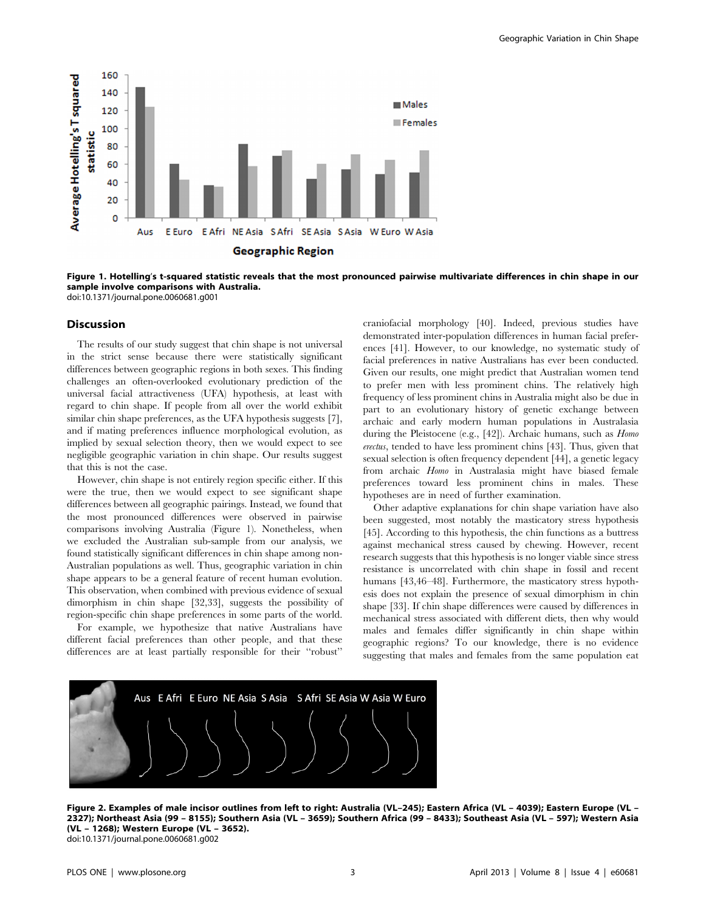**Figure 1. Hotelling's t-squared statistic reveals that the most pronounced pairwise multivariate differences in chin shape in our sample involve comparisons with Australia.**
doi:10.1371/journal.pone.0060681.g001

## Discussion

The results of our study suggest that chin shape is not universal in the strict sense because there were statistically significant differences between geographic regions in both sexes. This finding challenges an often-overlooked evolutionary prediction of the universal facial attractiveness (UFA) hypothesis, at least with regard to chin shape. If people from all over the world exhibit similar chin shape preferences, as the UFA hypothesis suggests [7], and if mating preferences influence morphological evolution, as implied by sexual selection theory, then we would expect to see negligible geographic variation in chin shape. Our results suggest that this is not the case.

However, chin shape is not entirely region specific either. If this were the true, then we would expect to see significant shape differences between all geographic pairings. Instead, we found that the most pronounced differences were observed in pairwise comparisons involving Australia (Figure 1). Nonetheless, when we excluded the Australian sub-sample from our analysis, we found statistically significant differences in chin shape among non-Australian populations as well. Thus, geographic variation in chin shape appears to be a general feature of recent human evolution. This observation, when combined with previous evidence of sexual dimorphism in chin shape [32,33], suggests the possibility of region-specific chin shape preferences in some parts of the world.

For example, we hypothesize that native Australians have different facial preferences than other people, and that these differences are at least partially responsible for their "robust" craniofacial morphology [40]. Indeed, previous studies have demonstrated inter-population differences in human facial preferences [41]. However, to our knowledge, no systematic study of facial preferences in native Australians has ever been conducted. Given our results, one might predict that Australian women tend to prefer men with less prominent chins. The relatively high frequency of less prominent chins in Australia might also be due in part to an evolutionary history of genetic exchange between archaic and early modern human populations in Australasia during the Pleistocene (e.g., [42]). Archaic humans, such as *Homo erectus*, tended to have less prominent chins [43]. Thus, given that sexual selection is often frequency dependent [44], a genetic legacy from archaic *Homo* in Australasia might have biased female preferences toward less prominent chins in males. These hypotheses are in need of further examination.

Other adaptive explanations for chin shape variation have also been suggested, most notably the masticatory stress hypothesis [45]. According to this hypothesis, the chin functions as a buttress against mechanical stress caused by chewing. However, recent research suggests that this hypothesis is no longer viable since stress resistance is uncorrelated with chin shape in fossil and recent humans [43,46–48]. Furthermore, the masticatory stress hypothesis does not explain the presence of sexual dimorphism in chin shape [33]. If chin shape differences were caused by differences in mechanical stress associated with different diets, then why would males and females differ significantly in chin shape within geographic regions? To our knowledge, there is no evidence suggesting that males and females from the same population eat

**Figure 2. Examples of male incisor outlines from left to right: Australia (VL–245); Eastern Africa (VL – 4039); Eastern Europe (VL – 2327); Northeast Asia (99 – 8155); Southern Asia (VL – 3659); Southern Africa (99 – 8433); Southeast Asia (VL – 597); Western Asia (VL – 1268); Western Europe (VL – 3652).**
doi:10.1371/journal.pone.0060681.g002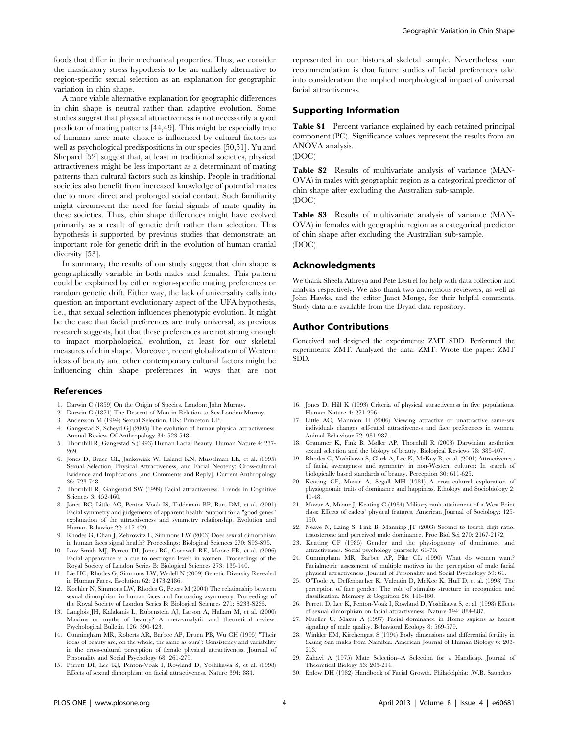foods that differ in their mechanical properties. Thus, we consider the masticatory stress hypothesis to be an unlikely alternative to region-specific sexual selection as an explanation for geographic variation in chin shape.

A more viable alternative explanation for geographic differences in chin shape is neutral rather than adaptive evolution. Some studies suggest that physical attractiveness is not necessarily a good predictor of mating patterns [44,49]. This might be especially true of humans since mate choice is influenced by cultural factors as well as psychological predispositions in our species [50,51]. Yu and Shepard [52] suggest that, at least in traditional societies, physical attractiveness might be less important as a determinant of mating patterns than cultural factors such as kinship. People in traditional societies also benefit from increased knowledge of potential mates due to more direct and prolonged social contact. Such familiarity might circumvent the need for facial signals of mate quality in these societies. Thus, chin shape differences might have evolved primarily as a result of genetic drift rather than selection. This hypothesis is supported by previous studies that demonstrate an important role for genetic drift in the evolution of human cranial diversity [53].

In summary, the results of our study suggest that chin shape is geographically variable in both males and females. This pattern could be explained by either region-specific mating preferences or random genetic drift. Either way, the lack of universality calls into question an important evolutionary aspect of the UFA hypothesis, i.e., that sexual selection influences phenotypic evolution. It might be the case that facial preferences are truly universal, as previous research suggests, but that these preferences are not strong enough to impact morphological evolution, at least for our skeletal measures of chin shape. Moreover, recent globalization of Western ideas of beauty and other contemporary cultural factors might be influencing chin shape preferences in ways that are not represented in our historical skeletal sample. Nevertheless, our recommendation is that future studies of facial preferences take into consideration the implied morphological impact of universal facial attractiveness.

## Supporting Information

**Table S1** Percent variance explained by each retained principal component (PC). Significance values represent the results from an ANOVA analysis.
(DOC)

**Table S2** Results of multivariate analysis of variance (MANOVA) in males with geographic region as a categorical predictor of chin shape after excluding the Australian sub-sample.
(DOC)

**Table S3** Results of multivariate analysis of variance (MANOVA) in females with geographic region as a categorical predictor of chin shape after excluding the Australian sub-sample.
(DOC)

## Acknowledgments

We thank Sheela Athreya and Pete Lestrel for help with data collection and analysis respectively. We also thank two anonymous reviewers, as well as John Hawks, and the editor Janet Monge, for their helpful comments. Study data are available from the Dryad data repository.

## Author Contributions

Conceived and designed the experiments: ZMT SDD. Performed the experiments: ZMT. Analyzed the data: ZMT. Wrote the paper: ZMT SDD.

## References

1. Darwin C (1859) On the Origin of Species. London: John Murray.
2. Darwin C (1871) The Descent of Man in Relation to Sex.London:Murray.
3. Andersson M (1994) Sexual Selection. UK: Princeton UP.
4. Gangestad S, Scheyd GJ (2005) The evolution of human physical attractiveness. Annual Review Of Anthropology 34: 523–548.
5. Thornhill R, Gangestad S (1993) Human Facial Beauty. Human Nature 4: 237–269.
6. Jones D, Brace CL, Jankowiak W, Laland KN, Musselman LE, et al. (1995) Sexual Selection, Physical Attractiveness, and Facial Neoteny: Cross-cultural Evidence and Implications [and Comments and Reply]. Current Anthropology 36: 723–748.
7. Thornhill R, Gangestad SW (1999) Facial attractiveness. Trends in Cognitive Sciences 3: 452–460.
8. Jones BC, Little AC, Penton-Voak IS, Tiddeman BP, Burt DM, et al. (2001) Facial symmetry and judgements of apparent health: Support for a "good genes" explanation of the attractiveness and symmetry relationship. Evolution and Human Behavior 22: 417–429.
9. Rhodes G, Chan J, Zebrowitz L, Simmons LW (2003) Does sexual dimorphism in human faces signal health? Proceedings: Biological Sciences 270: S93–S95.
10. Law Smith MJ, Perrett DI, Jones BC, Cornwell RE, Moore FR, et al. (2006) Facial appearance is a cue to oestrogen levels in women. Proceedings of the Royal Society of London Series B: Biological Sciences 273: 135–140.
11. Lie HC, Rhodes G, Simmons LW, Wedell N (2009) Genetic Diversity Revealed in Human Faces. Evolution 62: 2473–2486.
12. Koehler N, Simmons LW, Rhodes G, Peters M (2004) The relationship between sexual dimorphism in human faces and fluctuating asymmetry. Proceedings of the Royal Society of London Series B: Biological Sciences 271: S233–S236.
13. Langlois JH, Kalakanis L, Rubenstein AJ, Larson A, Hallam M, et al. (2000) Maxims or myths of beauty? A meta-analytic and theoretical review. Psychological Bulletin 126: 390–423.
14. Cunningham MR, Roberts AR, Barbee AP, Druen PB, Wu CH (1995) "Their ideas of beauty are, on the whole, the same as ours": Consistency and variability in the cross-cultural perception of female physical attractiveness. Journal of Personality and Social Psychology 68: 261–279.
15. Perrett DI, Lee KJ, Penton-Voak I, Rowland D, Yoshikawa S, et al. (1998) Effects of sexual dimorphism on facial attractiveness. Nature 394: 884.
16. Jones D, Hill K (1993) Criteria of physical attractiveness in five populations. Human Nature 4: 271–296.
17. Little AC, Mannion H (2006) Viewing attractive or unattractive same-sex individuals changes self-rated attractiveness and face preferences in women. Animal Behaviour 72: 981–987.
18. Grammer K, Fink B, Møller AP, Thornhill R (2003) Darwinian aesthetics: sexual selection and the biology of beauty. Biological Reviews 78: 385–407.
19. Rhodes G, Yoshikawa S, Clark A, Lee K, McKay R, et al. (2001) Attractiveness of facial averageness and symmetry in non-Western cultures: In search of biologically based standards of beauty. Perception 30: 611–625.
20. Keating CF, Mazur A, Segall MH (1981) A cross-cultural exploration of physiognomic traits of dominance and happiness. Ethology and Sociobiology 2: 41–48.
21. Mazur A, Mazur J, Keating C (1984) Military rank attainment of a West Point class: Effects of cadets' physical features. American Journal of Sociology: 125–150.
22. Neave N, Laing S, Fink B, Manning JT (2003) Second to fourth digit ratio, testosterone and perceived male dominance. Proc Biol Sci 270: 2167–2172.
23. Keating CF (1985) Gender and the physiognomy of dominance and attractiveness. Social psychology quarterly: 61–70.
24. Cunningham MR, Barbee AP, Pike CL (1990) What do women want? Facialmetric assessment of multiple motives in the perception of male facial physical attractiveness. Journal of Personality and Social Psychology 59: 61.
25. O'Toole A, Deffenbacher K, Valentin D, McKee K, Huff D, et al. (1998) The perception of face gender: The role of stimulus structure in recognition and classification. Memory & Cognition 26: 146–160.
26. Perrett D, Lee K, Penton-Voak I, Rowland D, Yoshikawa S, et al. (1998) Effects of sexual dimorphism on facial attractiveness. Nature 394: 884–887.
27. Mueller U, Mazur A (1997) Facial dominance in Homo sapiens as honest signaling of male quality. Behavioral Ecology 8: 569–579.
28. Winkler EM, Kirchengast S (1994) Body dimensions and differential fertility in !Kung San males from Namibia. American Journal of Human Biology 6: 203–213.
29. Zahavi A (1975) Mate Selection--A Selection for a Handicap. Journal of Theoretical Biology 53: 205–214.
30. Enlow DH (1982) Handbook of Facial Growth. Philadelphia: .W.B. Saunders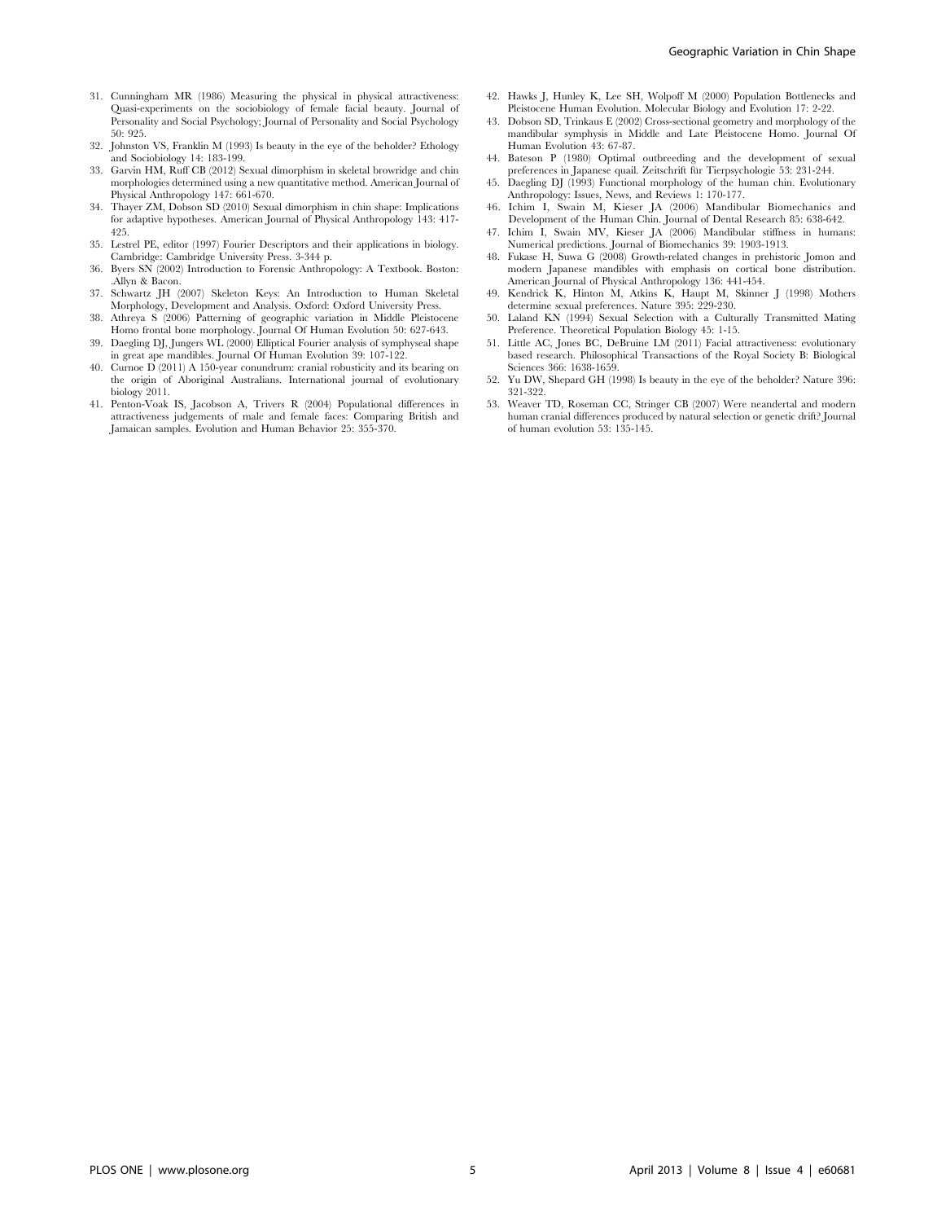31. Cunningham MR (1986) Measuring the physical in physical attractiveness: Quasi-experiments on the sociobiology of female facial beauty. Journal of Personality and Social Psychology; Journal of Personality and Social Psychology 50: 925.
32. Johnston VS, Franklin M (1993) Is beauty in the eye of the beholder? Ethology and Sociobiology 14: 183-199.
33. Garvin HM, Ruff CB (2012) Sexual dimorphism in skeletal browridge and chin morphologies determined using a new quantitative method. American Journal of Physical Anthropology 147: 661-670.
34. Thayer ZM, Dobson SD (2010) Sexual dimorphism in chin shape: Implications for adaptive hypotheses. American Journal of Physical Anthropology 143: 417-425.
35. Lestrel PE, editor (1997) Fourier Descriptors and their applications in biology. Cambridge: Cambridge University Press. 3-344 p.
36. Byers SN (2002) Introduction to Forensic Anthropology: A Textbook. Boston: .Allyn & Bacon.
37. Schwartz JH (2007) Skeleton Keys: An Introduction to Human Skeletal Morphology, Development and Analysis. Oxford: Oxford University Press.
38. Athreya S (2006) Patterning of geographic variation in Middle Pleistocene Homo frontal bone morphology. Journal Of Human Evolution 50: 627-643.
39. Daegling DJ, Jungers WL (2000) Elliptical Fourier analysis of symphyseal shape in great ape mandibles. Journal Of Human Evolution 39: 107-122.
40. Curnoe D (2011) A 150-year conundrum: cranial robusticity and its bearing on the origin of Aboriginal Australians. International journal of evolutionary biology 2011.
41. Penton-Voak IS, Jacobson A, Trivers R (2004) Populational differences in attractiveness judgements of male and female faces: Comparing British and Jamaican samples. Evolution and Human Behavior 25: 355-370.
42. Hawks J, Hunley K, Lee SH, Wolpoff M (2000) Population Bottlenecks and Pleistocene Human Evolution. Molecular Biology and Evolution 17: 2-22.
43. Dobson SD, Trinkaus E (2002) Cross-sectional geometry and morphology of the mandibular symphysis in Middle and Late Pleistocene Homo. Journal Of Human Evolution 43: 67-87.
44. Bateson P (1980) Optimal outbreeding and the development of sexual preferences in Japanese quail. Zeitschrift für Tierpsychologie 53: 231-244.
45. Daegling DJ (1993) Functional morphology of the human chin. Evolutionary Anthropology: Issues, News, and Reviews 1: 170-177.
46. Ichim I, Swain M, Kieser JA (2006) Mandibular Biomechanics and Development of the Human Chin. Journal of Dental Research 85: 638-642.
47. Ichim I, Swain MV, Kieser JA (2006) Mandibular stiffness in humans: Numerical predictions. Journal of Biomechanics 39: 1903-1913.
48. Fukase H, Suwa G (2008) Growth-related changes in prehistoric Jomon and modern Japanese mandibles with emphasis on cortical bone distribution. American Journal of Physical Anthropology 136: 441-454.
49. Kendrick K, Hinton M, Atkins K, Haupt M, Skinner J (1998) Mothers determine sexual preferences. Nature 395: 229-230.
50. Laland KN (1994) Sexual Selection with a Culturally Transmitted Mating Preference. Theoretical Population Biology 45: 1-15.
51. Little AC, Jones BC, DeBruine LM (2011) Facial attractiveness: evolutionary based research. Philosophical Transactions of the Royal Society B: Biological Sciences 366: 1638-1659.
52. Yu DW, Shepard GH (1998) Is beauty in the eye of the beholder? Nature 396: 321-322.
53. Weaver TD, Roseman CC, Stringer CB (2007) Were neandertal and modern human cranial differences produced by natural selection or genetic drift? Journal of human evolution 53: 135-145.